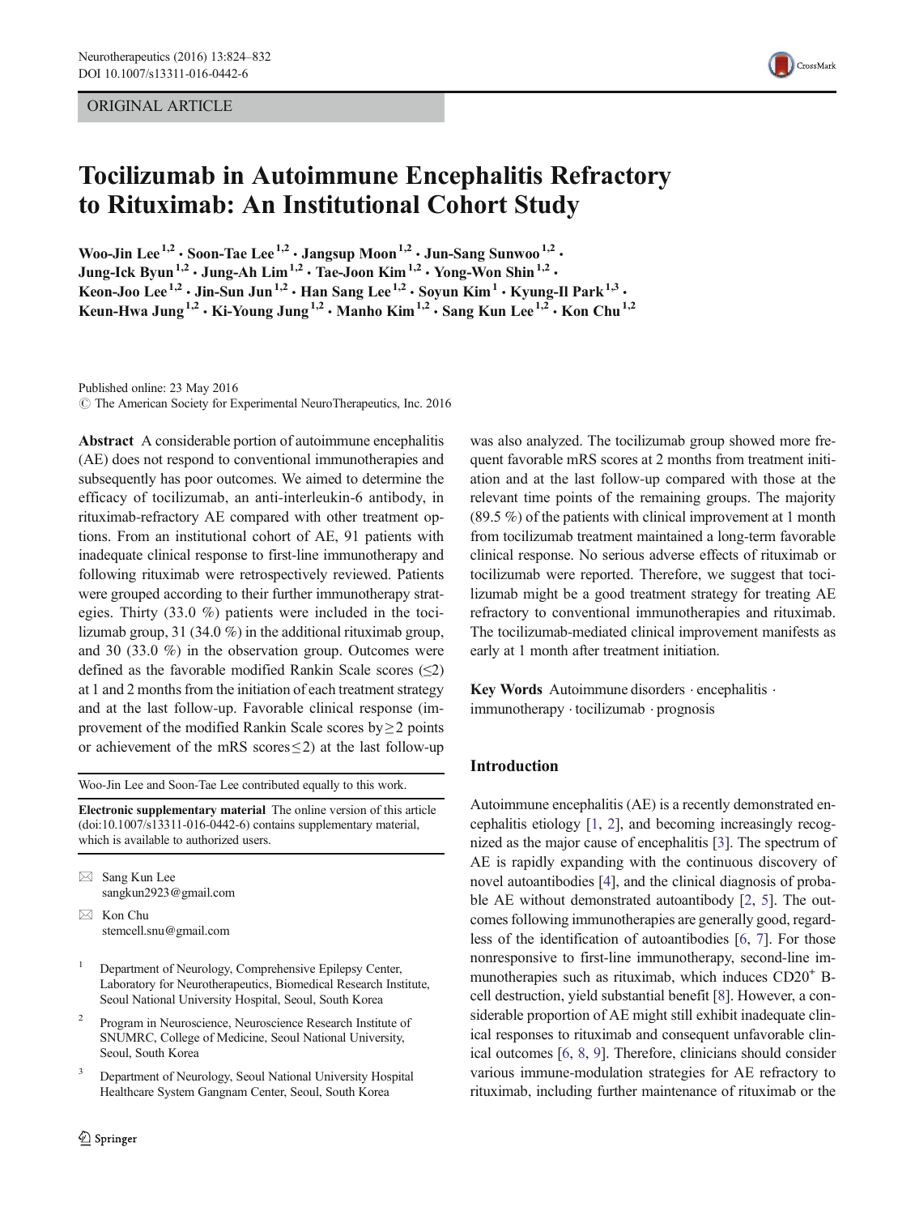ORIGINAL ARTICLE

# Tocilizumab in Autoimmune Encephalitis Refractory to Rituximab: An Institutional Cohort Study

Woo-Jin Lee[1,2] · Soon-Tae Lee[1,2] · Jangsup Moon[1,2] · Jun-Sang Sunwoo[1,2] · Jung-Ick Byun[1,2] · Jung-Ah Lim[1,2] · Tae-Joon Kim[1,2] · Yong-Won Shin[1,2] · Keon-Joo Lee[1,2] · Jin-Sun Jun[1,2] · Han Sang Lee[1,2] · Soyun Kim[1] · Kyung-Il Park[1,3] · Keun-Hwa Jung[1,2] · Ki-Young Jung[1,2] · Manho Kim[1,2] · Sang Kun Lee[1,2] · Kon Chu[1,2]

Published online: 23 May 2016
© The American Society for Experimental NeuroTherapeutics, Inc. 2016

**Abstract** A considerable portion of autoimmune encephalitis (AE) does not respond to conventional immunotherapies and subsequently has poor outcomes. We aimed to determine the efficacy of tocilizumab, an anti-interleukin-6 antibody, in rituximab-refractory AE compared with other treatment options. From an institutional cohort of AE, 91 patients with inadequate clinical response to first-line immunotherapy and following rituximab were retrospectively reviewed. Patients were grouped according to their further immunotherapy strategies. Thirty (33.0 %) patients were included in the tocilizumab group, 31 (34.0 %) in the additional rituximab group, and 30 (33.0 %) in the observation group. Outcomes were defined as the favorable modified Rankin Scale scores (≤2) at 1 and 2 months from the initiation of each treatment strategy and at the last follow-up. Favorable clinical response (improvement of the modified Rankin Scale scores by ≥ 2 points or achievement of the mRS scores ≤ 2) at the last follow-up was also analyzed. The tocilizumab group showed more frequent favorable mRS scores at 2 months from treatment initiation and at the last follow-up compared with those at the relevant time points of the remaining groups. The majority (89.5 %) of the patients with clinical improvement at 1 month from tocilizumab treatment maintained a long-term favorable clinical response. No serious adverse effects of rituximab or tocilizumab were reported. Therefore, we suggest that tocilizumab might be a good treatment strategy for treating AE refractory to conventional immunotherapies and rituximab. The tocilizumab-mediated clinical improvement manifests as early at 1 month after treatment initiation.

**Key Words** Autoimmune disorders · encephalitis · immunotherapy · tocilizumab · prognosis

Woo-Jin Lee and Soon-Tae Lee contributed equally to this work.

**Electronic supplementary material** The online version of this article (doi:10.1007/s13311-016-0442-6) contains supplementary material, which is available to authorized users.

✉ Sang Kun Lee
sangkun2923@gmail.com

✉ Kon Chu
stemcell.snu@gmail.com

[1] Department of Neurology, Comprehensive Epilepsy Center, Laboratory for Neurotherapeutics, Biomedical Research Institute, Seoul National University Hospital, Seoul, South Korea

[2] Program in Neuroscience, Neuroscience Research Institute of SNUMRC, College of Medicine, Seoul National University, Seoul, South Korea

[3] Department of Neurology, Seoul National University Hospital Healthcare System Gangnam Center, Seoul, South Korea

## Introduction

Autoimmune encephalitis (AE) is a recently demonstrated encephalitis etiology [1, 2], and becoming increasingly recognized as the major cause of encephalitis [3]. The spectrum of AE is rapidly expanding with the continuous discovery of novel autoantibodies [4], and the clinical diagnosis of probable AE without demonstrated autoantibody [2, 5]. The outcomes following immunotherapies are generally good, regardless of the identification of autoantibodies [6, 7]. For those nonresponsive to first-line immunotherapy, second-line immunotherapies such as rituximab, which induces $CD20^{+}$ B-cell destruction, yield substantial benefit [8]. However, a considerable proportion of AE might still exhibit inadequate clinical responses to rituximab and consequent unfavorable clinical outcomes [6, 8, 9]. Therefore, clinicians should consider various immune-modulation strategies for AE refractory to rituximab, including further maintenance of rituximab or the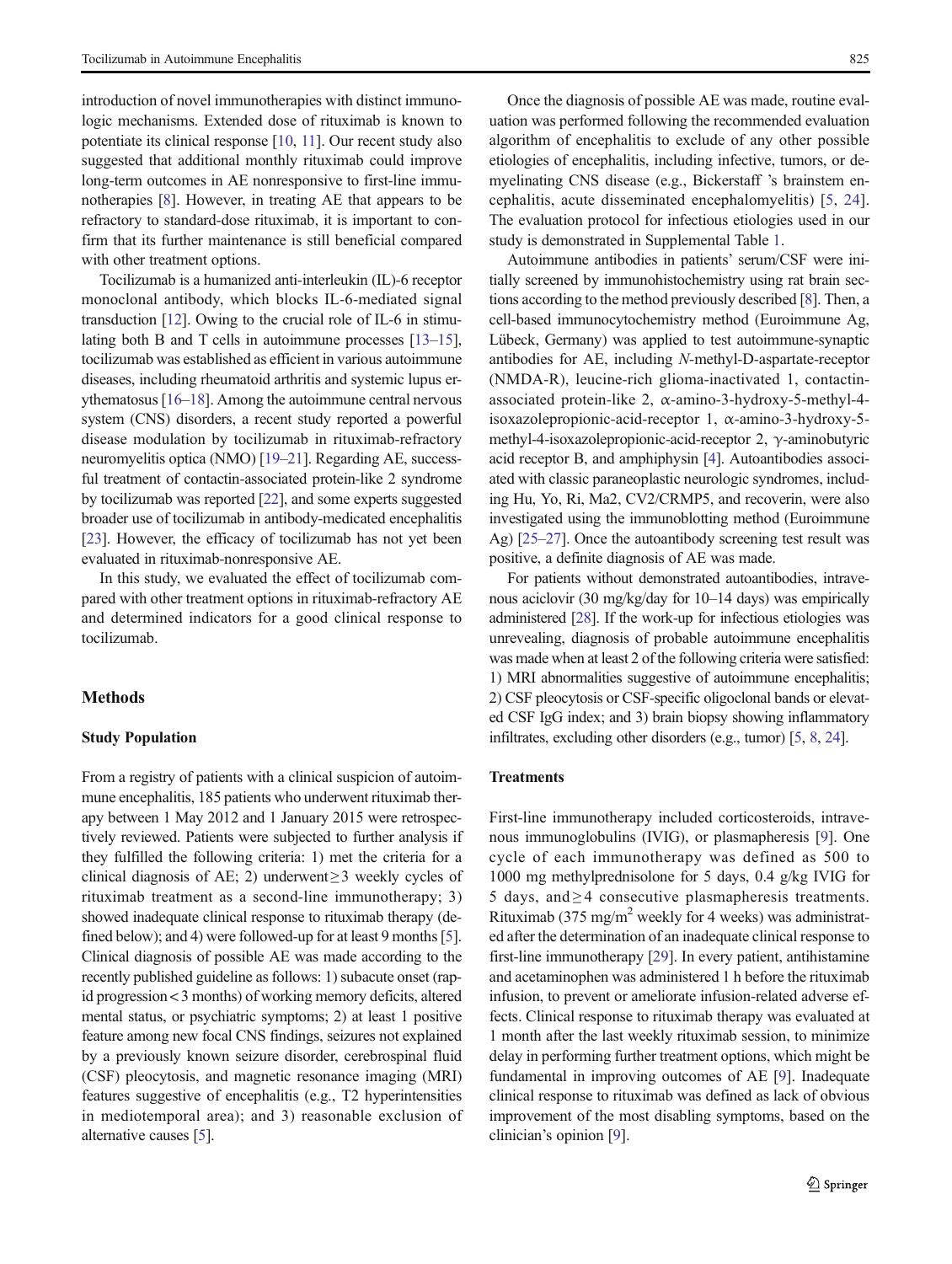introduction of novel immunotherapies with distinct immunologic mechanisms. Extended dose of rituximab is known to potentiate its clinical response [10, 11]. Our recent study also suggested that additional monthly rituximab could improve long-term outcomes in AE nonresponsive to first-line immunotherapies [8]. However, in treating AE that appears to be refractory to standard-dose rituximab, it is important to confirm that its further maintenance is still beneficial compared with other treatment options.

Tocilizumab is a humanized anti-interleukin (IL)-6 receptor monoclonal antibody, which blocks IL-6-mediated signal transduction [12]. Owing to the crucial role of IL-6 in stimulating both B and T cells in autoimmune processes [13–15], tocilizumab was established as efficient in various autoimmune diseases, including rheumatoid arthritis and systemic lupus erythematosus [16–18]. Among the autoimmune central nervous system (CNS) disorders, a recent study reported a powerful disease modulation by tocilizumab in rituximab-refractory neuromyelitis optica (NMO) [19–21]. Regarding AE, successful treatment of contactin-associated protein-like 2 syndrome by tocilizumab was reported [22], and some experts suggested broader use of tocilizumab in antibody-medicated encephalitis [23]. However, the efficacy of tocilizumab has not yet been evaluated in rituximab-nonresponsive AE.

In this study, we evaluated the effect of tocilizumab compared with other treatment options in rituximab-refractory AE and determined indicators for a good clinical response to tocilizumab.

## Methods

### Study Population

From a registry of patients with a clinical suspicion of autoimmune encephalitis, 185 patients who underwent rituximab therapy between 1 May 2012 and 1 January 2015 were retrospectively reviewed. Patients were subjected to further analysis if they fulfilled the following criteria: 1) met the criteria for a clinical diagnosis of AE; 2) underwent ≥ 3 weekly cycles of rituximab treatment as a second-line immunotherapy; 3) showed inadequate clinical response to rituximab therapy (defined below); and 4) were followed-up for at least 9 months [5]. Clinical diagnosis of possible AE was made according to the recently published guideline as follows: 1) subacute onset (rapid progression < 3 months) of working memory deficits, altered mental status, or psychiatric symptoms; 2) at least 1 positive feature among new focal CNS findings, seizures not explained by a previously known seizure disorder, cerebrospinal fluid (CSF) pleocytosis, and magnetic resonance imaging (MRI) features suggestive of encephalitis (e.g., T2 hyperintensities in mediotemporal area); and 3) reasonable exclusion of alternative causes [5].

Once the diagnosis of possible AE was made, routine evaluation was performed following the recommended evaluation algorithm of encephalitis to exclude of any other possible etiologies of encephalitis, including infective, tumors, or demyelinating CNS disease (e.g., Bickerstaff 's brainstem encephalitis, acute disseminated encephalomyelitis) [5, 24]. The evaluation protocol for infectious etiologies used in our study is demonstrated in Supplemental Table 1.

Autoimmune antibodies in patients' serum/CSF were initially screened by immunohistochemistry using rat brain sections according to the method previously described [8]. Then, a cell-based immunocytochemistry method (Euroimmune Ag, Lübeck, Germany) was applied to test autoimmune-synaptic antibodies for AE, including *N*-methyl-D-aspartate-receptor (NMDA-R), leucine-rich glioma-inactivated 1, contactin-associated protein-like 2, α-amino-3-hydroxy-5-methyl-4-isoxazolepropionic-acid-receptor 1, α-amino-3-hydroxy-5-methyl-4-isoxazolepropionic-acid-receptor 2, γ-aminobutyric acid receptor B, and amphiphysin [4]. Autoantibodies associated with classic paraneoplastic neurologic syndromes, including Hu, Yo, Ri, Ma2, CV2/CRMP5, and recoverin, were also investigated using the immunoblotting method (Euroimmune Ag) [25–27]. Once the autoantibody screening test result was positive, a definite diagnosis of AE was made.

For patients without demonstrated autoantibodies, intravenous aciclovir (30 mg/kg/day for 10–14 days) was empirically administered [28]. If the work-up for infectious etiologies was unrevealing, diagnosis of probable autoimmune encephalitis was made when at least 2 of the following criteria were satisfied: 1) MRI abnormalities suggestive of autoimmune encephalitis; 2) CSF pleocytosis or CSF-specific oligoclonal bands or elevated CSF IgG index; and 3) brain biopsy showing inflammatory infiltrates, excluding other disorders (e.g., tumor) [5, 8, 24].

### Treatments

First-line immunotherapy included corticosteroids, intravenous immunoglobulins (IVIG), or plasmapheresis [9]. One cycle of each immunotherapy was defined as 500 to 1000 mg methylprednisolone for 5 days, 0.4 g/kg IVIG for 5 days, and ≥ 4 consecutive plasmapheresis treatments. Rituximab (375 mg/m$^2$ weekly for 4 weeks) was administrated after the determination of an inadequate clinical response to first-line immunotherapy [29]. In every patient, antihistamine and acetaminophen was administered 1 h before the rituximab infusion, to prevent or ameliorate infusion-related adverse effects. Clinical response to rituximab therapy was evaluated at 1 month after the last weekly rituximab session, to minimize delay in performing further treatment options, which might be fundamental in improving outcomes of AE [9]. Inadequate clinical response to rituximab was defined as lack of obvious improvement of the most disabling symptoms, based on the clinician's opinion [9].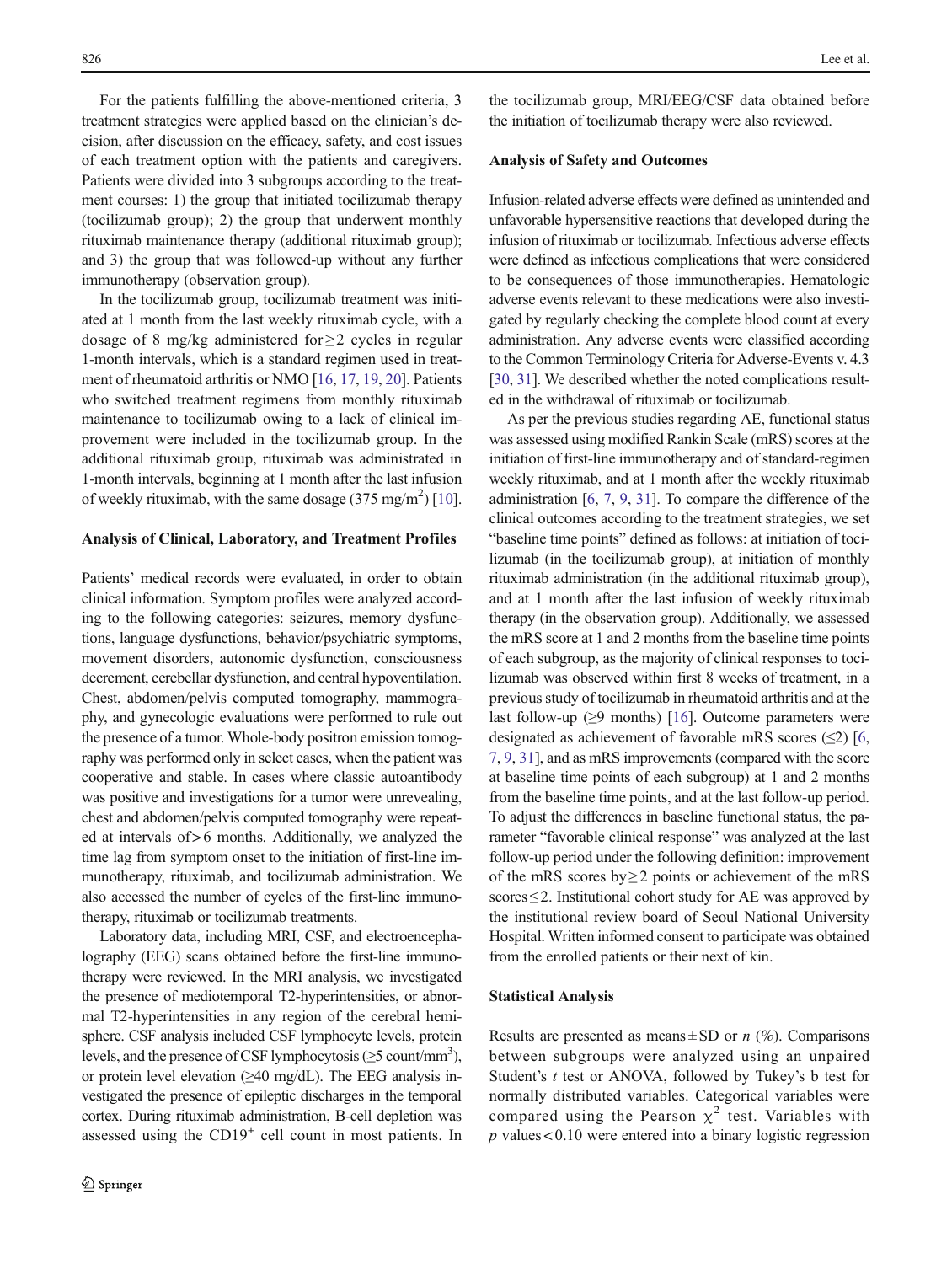For the patients fulfilling the above-mentioned criteria, 3 treatment strategies were applied based on the clinician's decision, after discussion on the efficacy, safety, and cost issues of each treatment option with the patients and caregivers. Patients were divided into 3 subgroups according to the treatment courses: 1) the group that initiated tocilizumab therapy (tocilizumab group); 2) the group that underwent monthly rituximab maintenance therapy (additional rituximab group); and 3) the group that was followed-up without any further immunotherapy (observation group).

In the tocilizumab group, tocilizumab treatment was initiated at 1 month from the last weekly rituximab cycle, with a dosage of 8 mg/kg administered for $\geq 2$ cycles in regular 1-month intervals, which is a standard regimen used in treatment of rheumatoid arthritis or NMO [16, 17, 19, 20]. Patients who switched treatment regimens from monthly rituximab maintenance to tocilizumab owing to a lack of clinical improvement were included in the tocilizumab group. In the additional rituximab group, rituximab was administrated in 1-month intervals, beginning at 1 month after the last infusion of weekly rituximab, with the same dosage (375 mg/m$^2$) [10].

#### Analysis of Clinical, Laboratory, and Treatment Profiles

Patients' medical records were evaluated, in order to obtain clinical information. Symptom profiles were analyzed according to the following categories: seizures, memory dysfunctions, language dysfunctions, behavior/psychiatric symptoms, movement disorders, autonomic dysfunction, consciousness decrement, cerebellar dysfunction, and central hypoventilation. Chest, abdomen/pelvis computed tomography, mammography, and gynecologic evaluations were performed to rule out the presence of a tumor. Whole-body positron emission tomography was performed only in select cases, when the patient was cooperative and stable. In cases where classic autoantibody was positive and investigations for a tumor were unrevealing, chest and abdomen/pelvis computed tomography were repeated at intervals of $>6$ months. Additionally, we analyzed the time lag from symptom onset to the initiation of first-line immunotherapy, rituximab, and tocilizumab administration. We also accessed the number of cycles of the first-line immunotherapy, rituximab or tocilizumab treatments.

Laboratory data, including MRI, CSF, and electroencephalography (EEG) scans obtained before the first-line immunotherapy were reviewed. In the MRI analysis, we investigated the presence of mediotemporal T2-hyperintensities, or abnormal T2-hyperintensities in any region of the cerebral hemisphere. CSF analysis included CSF lymphocyte levels, protein levels, and the presence of CSF lymphocytosis ($\geq$5 count/mm$^3$), or protein level elevation ($\geq$40 mg/dL). The EEG analysis investigated the presence of epileptic discharges in the temporal cortex. During rituximab administration, B-cell depletion was assessed using the CD19$^+$ cell count in most patients. In the tocilizumab group, MRI/EEG/CSF data obtained before the initiation of tocilizumab therapy were also reviewed.

#### Analysis of Safety and Outcomes

Infusion-related adverse effects were defined as unintended and unfavorable hypersensitive reactions that developed during the infusion of rituximab or tocilizumab. Infectious adverse effects were defined as infectious complications that were considered to be consequences of those immunotherapies. Hematologic adverse events relevant to these medications were also investigated by regularly checking the complete blood count at every administration. Any adverse events were classified according to the Common Terminology Criteria for Adverse-Events v. 4.3 [30, 31]. We described whether the noted complications resulted in the withdrawal of rituximab or tocilizumab.

As per the previous studies regarding AE, functional status was assessed using modified Rankin Scale (mRS) scores at the initiation of first-line immunotherapy and of standard-regimen weekly rituximab, and at 1 month after the weekly rituximab administration [6, 7, 9, 31]. To compare the difference of the clinical outcomes according to the treatment strategies, we set "baseline time points" defined as follows: at initiation of tocilizumab (in the tocilizumab group), at initiation of monthly rituximab administration (in the additional rituximab group), and at 1 month after the last infusion of weekly rituximab therapy (in the observation group). Additionally, we assessed the mRS score at 1 and 2 months from the baseline time points of each subgroup, as the majority of clinical responses to tocilizumab was observed within first 8 weeks of treatment, in a previous study of tocilizumab in rheumatoid arthritis and at the last follow-up ($\geq$9 months) [16]. Outcome parameters were designated as achievement of favorable mRS scores ($\leq$2) [6, 7, 9, 31], and as mRS improvements (compared with the score at baseline time points of each subgroup) at 1 and 2 months from the baseline time points, and at the last follow-up period. To adjust the differences in baseline functional status, the parameter "favorable clinical response" was analyzed at the last follow-up period under the following definition: improvement of the mRS scores by $\geq 2$ points or achievement of the mRS scores $\leq 2$. Institutional cohort study for AE was approved by the institutional review board of Seoul National University Hospital. Written informed consent to participate was obtained from the enrolled patients or their next of kin.

#### Statistical Analysis

Results are presented as means $\pm$ SD or *n* (%). Comparisons between subgroups were analyzed using an unpaired Student's *t* test or ANOVA, followed by Tukey's b test for normally distributed variables. Categorical variables were compared using the Pearson $\chi^2$ test. Variables with $p$ values $< 0.10$ were entered into a binary logistic regression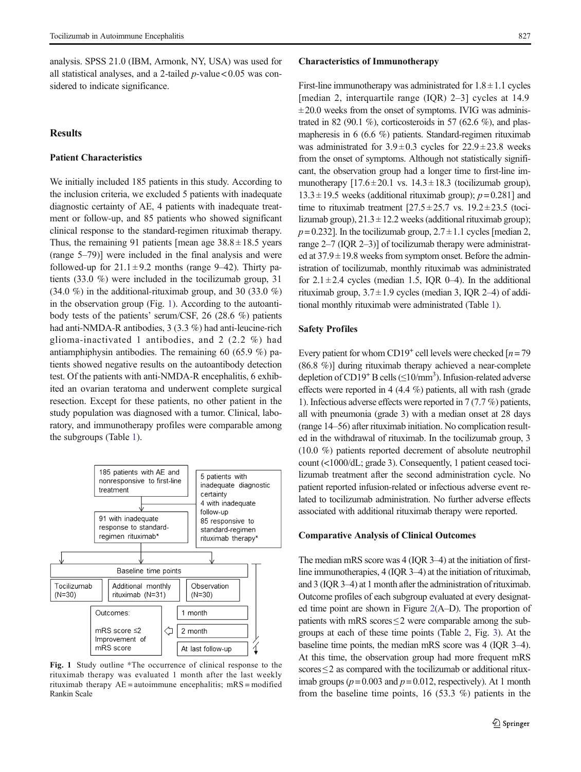analysis. SPSS 21.0 (IBM, Armonk, NY, USA) was used for all statistical analyses, and a 2-tailed $p$-value < 0.05 was considered to indicate significance.

## Results

### Patient Characteristics

We initially included 185 patients in this study. According to the inclusion criteria, we excluded 5 patients with inadequate diagnostic certainty of AE, 4 patients with inadequate treatment or follow-up, and 85 patients who showed significant clinical response to the standard-regimen rituximab therapy. Thus, the remaining 91 patients [mean age 38.8 ± 18.5 years (range 5–79)] were included in the final analysis and were followed-up for 21.1 ± 9.2 months (range 9–42). Thirty patients (33.0 %) were included in the tocilizumab group, 31 (34.0 %) in the additional-rituximab group, and 30 (33.0 %) in the observation group (Fig. 1). According to the autoantibody tests of the patients' serum/CSF, 26 (28.6 %) patients had anti-NMDA-R antibodies, 3 (3.3 %) had anti-leucine-rich glioma-inactivated 1 antibodies, and 2 (2.2 %) had antiamphiphysin antibodies. The remaining 60 (65.9 %) patients showed negative results on the autoantibody detection test. Of the patients with anti-NMDA-R encephalitis, 6 exhibited an ovarian teratoma and underwent complete surgical resection. Except for these patients, no other patient in the study population was diagnosed with a tumor. Clinical, laboratory, and immunotherapy profiles were comparable among the subgroups (Table 1).

185 patients with AE and nonresponsive to first-line treatment

5 patients with inadequate diagnostic certainty
4 with inadequate follow-up
85 responsive to standard-regimen rituximab therapy*

91 with inadequate response to standard-regimen rituximab*

Baseline time points

Tocilizumab (N=30)

Additional monthly rituximab (N=31)

Observation (N=30)

Outcomes:
mRS score ≤2
Improvement of mRS score

1 month

2 month

At last follow-up

Fig. 1 Study outline *The occurrence of clinical response to the rituximab therapy was evaluated 1 month after the last weekly rituximab therapy AE = autoimmune encephalitis; mRS = modified Rankin Scale

### Characteristics of Immunotherapy

First-line immunotherapy was administrated for 1.8 ± 1.1 cycles [median 2, interquartile range (IQR) 2–3] cycles at 14.9 ± 20.0 weeks from the onset of symptoms. IVIG was administrated in 82 (90.1 %), corticosteroids in 57 (62.6 %), and plasmapheresis in 6 (6.6 %) patients. Standard-regimen rituximab was administrated for 3.9 ± 0.3 cycles for 22.9 ± 23.8 weeks from the onset of symptoms. Although not statistically significant, the observation group had a longer time to first-line immunotherapy [17.6 ± 20.1 vs. 14.3 ± 18.3 (tocilizumab group), 13.3 ± 19.5 weeks (additional rituximab group); $p = 0.281$] and time to rituximab treatment [27.5 ± 25.7 vs. 19.2 ± 23.5 (tocilizumab group), 21.3 ± 12.2 weeks (additional rituximab group); $p = 0.232$]. In the tocilizumab group, 2.7 ± 1.1 cycles [median 2, range 2–7 (IQR 2–3)] of tocilizumab therapy were administrated at 37.9 ± 19.8 weeks from symptom onset. Before the administration of tocilizumab, monthly rituximab was administrated for 2.1 ± 2.4 cycles (median 1.5, IQR 0–4). In the additional rituximab group, 3.7 ± 1.9 cycles (median 3, IQR 2–4) of additional monthly rituximab were administrated (Table 1).

### Safety Profiles

Every patient for whom $CD19^+$ cell levels were checked [$n = 79$ (86.8 %)] during rituximab therapy achieved a near-complete depletion of $CD19^+$ B cells (≤10/mm$^3$). Infusion-related adverse effects were reported in 4 (4.4 %) patients, all with rash (grade 1). Infectious adverse effects were reported in 7 (7.7 %) patients, all with pneumonia (grade 3) with a median onset at 28 days (range 14–56) after rituximab initiation. No complication resulted in the withdrawal of rituximab. In the tocilizumab group, 3 (10.0 %) patients reported decrement of absolute neutrophil count (<1000/dL; grade 3). Consequently, 1 patient ceased tocilizumab treatment after the second administration cycle. No patient reported infusion-related or infectious adverse event related to tocilizumab administration. No further adverse effects associated with additional rituximab therapy were reported.

### Comparative Analysis of Clinical Outcomes

The median mRS score was 4 (IQR 3–4) at the initiation of first-line immunotherapies, 4 (IQR 3–4) at the initiation of rituximab, and 3 (IQR 3–4) at 1 month after the administration of rituximab. Outcome profiles of each subgroup evaluated at every designated time point are shown in Figure 2(A–D). The proportion of patients with mRS scores ≤ 2 were comparable among the subgroups at each of these time points (Table 2, Fig. 3). At the baseline time points, the median mRS score was 4 (IQR 3–4). At this time, the observation group had more frequent mRS scores ≤ 2 as compared with the tocilizumab or additional rituximab groups ($p = 0.003$ and $p = 0.012$, respectively). At 1 month from the baseline time points, 16 (53.3 %) patients in the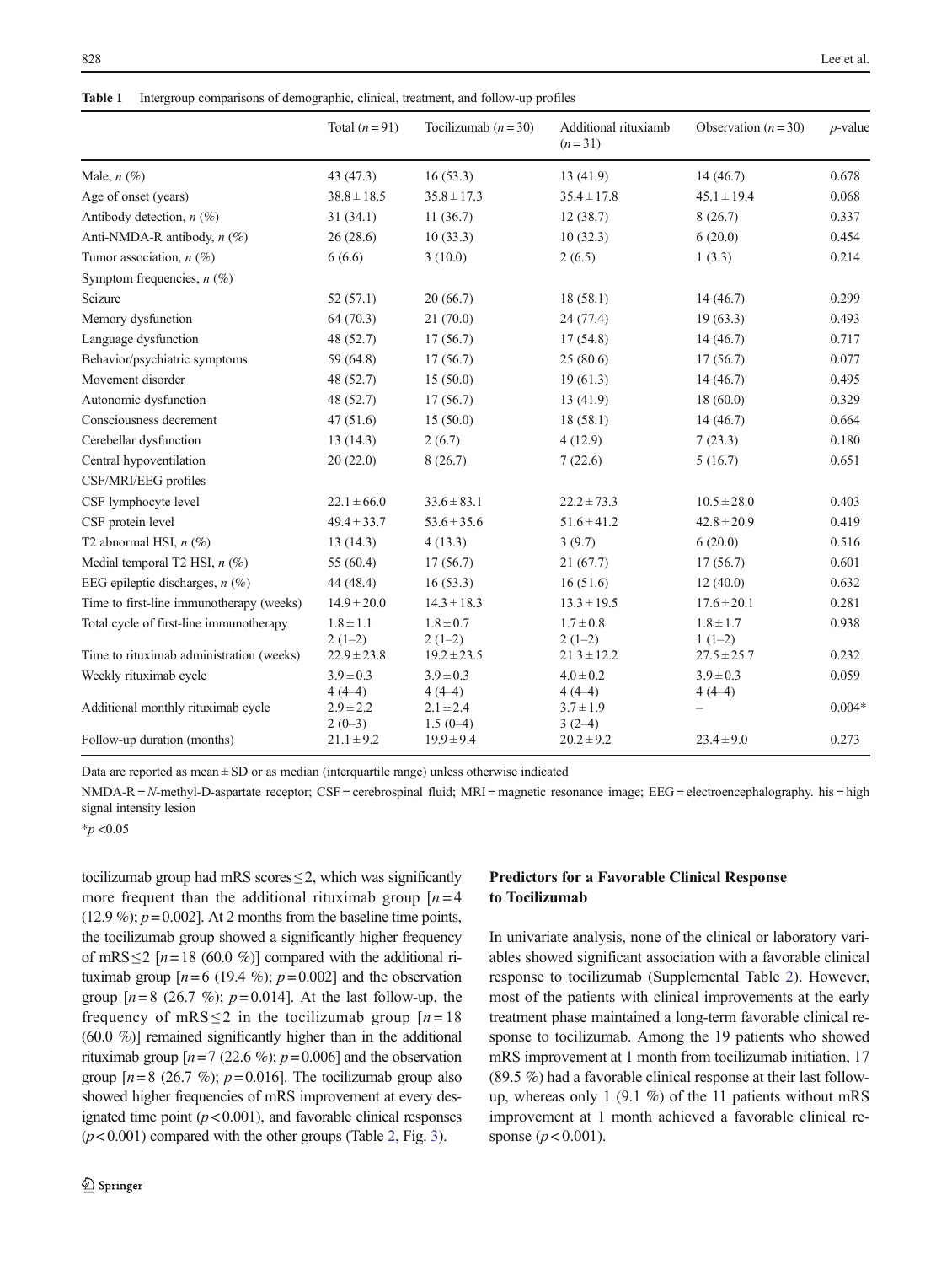**Table 1** Intergroup comparisons of demographic, clinical, treatment, and follow-up profiles

| | Total ($n=91$) | Tocilizumab ($n=30$) | Additional rituxiamb ($n=31$) | Observation ($n=30$) | $p$-value |
|---|---|---|---|---|---|
| Male, $n$ (%) | 43 (47.3) | 16 (53.3) | 13 (41.9) | 14 (46.7) | 0.678 |
| Age of onset (years) | $38.8 \pm 18.5$ | $35.8 \pm 17.3$ | $35.4 \pm 17.8$ | $45.1 \pm 19.4$ | 0.068 |
| Antibody detection, $n$ (%) | 31 (34.1) | 11 (36.7) | 12 (38.7) | 8 (26.7) | 0.337 |
| Anti-NMDA-R antibody, $n$ (%) | 26 (28.6) | 10 (33.3) | 10 (32.3) | 6 (20.0) | 0.454 |
| Tumor association, $n$ (%) | 6 (6.6) | 3 (10.0) | 2 (6.5) | 1 (3.3) | 0.214 |
| Symptom frequencies, $n$ (%) | | | | | |
| Seizure | 52 (57.1) | 20 (66.7) | 18 (58.1) | 14 (46.7) | 0.299 |
| Memory dysfunction | 64 (70.3) | 21 (70.0) | 24 (77.4) | 19 (63.3) | 0.493 |
| Language dysfunction | 48 (52.7) | 17 (56.7) | 17 (54.8) | 14 (46.7) | 0.717 |
| Behavior/psychiatric symptoms | 59 (64.8) | 17 (56.7) | 25 (80.6) | 17 (56.7) | 0.077 |
| Movement disorder | 48 (52.7) | 15 (50.0) | 19 (61.3) | 14 (46.7) | 0.495 |
| Autonomic dysfunction | 48 (52.7) | 17 (56.7) | 13 (41.9) | 18 (60.0) | 0.329 |
| Consciousness decrement | 47 (51.6) | 15 (50.0) | 18 (58.1) | 14 (46.7) | 0.664 |
| Cerebellar dysfunction | 13 (14.3) | 2 (6.7) | 4 (12.9) | 7 (23.3) | 0.180 |
| Central hypoventilation | 20 (22.0) | 8 (26.7) | 7 (22.6) | 5 (16.7) | 0.651 |
| CSF/MRI/EEG profiles | | | | | |
| CSF lymphocyte level | $22.1 \pm 66.0$ | $33.6 \pm 83.1$ | $22.2 \pm 73.3$ | $10.5 \pm 28.0$ | 0.403 |
| CSF protein level | $49.4 \pm 33.7$ | $53.6 \pm 35.6$ | $51.6 \pm 41.2$ | $42.8 \pm 20.9$ | 0.419 |
| T2 abnormal HSI, $n$ (%) | 13 (14.3) | 4 (13.3) | 3 (9.7) | 6 (20.0) | 0.516 |
| Medial temporal T2 HSI, $n$ (%) | 55 (60.4) | 17 (56.7) | 21 (67.7) | 17 (56.7) | 0.601 |
| EEG epileptic discharges, $n$ (%) | 44 (48.4) | 16 (53.3) | 16 (51.6) | 12 (40.0) | 0.632 |
| Time to first-line immunotherapy (weeks) | $14.9 \pm 20.0$ | $14.3 \pm 18.3$ | $13.3 \pm 19.5$ | $17.6 \pm 20.1$ | 0.281 |
| Total cycle of first-line immunotherapy | $1.8 \pm 1.1$<br>2 (1–2) | $1.8 \pm 0.7$<br>2 (1–2) | $1.7 \pm 0.8$<br>2 (1–2) | $1.8 \pm 1.7$<br>1 (1–2) | 0.938 |
| Time to rituximab administration (weeks) | $22.9 \pm 23.8$ | $19.2 \pm 23.5$ | $21.3 \pm 12.2$ | $27.5 \pm 25.7$ | 0.232 |
| Weekly rituximab cycle | $3.9 \pm 0.3$<br>4 (4–4) | $3.9 \pm 0.3$<br>4 (4–4) | $4.0 \pm 0.2$<br>4 (4–4) | $3.9 \pm 0.3$<br>4 (4–4) | 0.059 |
| Additional monthly rituximab cycle | $2.9 \pm 2.2$<br>2 (0–3) | $2.1 \pm 2.4$<br>1.5 (0–4) | $3.7 \pm 1.9$<br>3 (2–4) | – | 0.004* |
| Follow-up duration (months) | $21.1 \pm 9.2$ | $19.9 \pm 9.4$ | $20.2 \pm 9.2$ | $23.4 \pm 9.0$ | 0.273 |

Data are reported as mean ± SD or as median (interquartile range) unless otherwise indicated

NMDA-R = *N*-methyl-D-aspartate receptor; CSF = cerebrospinal fluid; MRI = magnetic resonance image; EEG = electroencephalography. his = high signal intensity lesion

*$p < 0.05$

tocilizumab group had mRS scores ≤ 2, which was significantly more frequent than the additional rituximab group [$n=4$ (12.9 %); $p=0.002$]. At 2 months from the baseline time points, the tocilizumab group showed a significantly higher frequency of mRS ≤ 2 [$n=18$ (60.0 %)] compared with the additional rituximab group [$n=6$ (19.4 %); $p=0.002$] and the observation group [$n=8$ (26.7 %); $p=0.014$]. At the last follow-up, the frequency of mRS ≤ 2 in the tocilizumab group [$n=18$ (60.0 %)] remained significantly higher than in the additional rituximab group [$n=7$ (22.6 %); $p=0.006$] and the observation group [$n=8$ (26.7 %); $p=0.016$]. The tocilizumab group also showed higher frequencies of mRS improvement at every designated time point ($p<0.001$), and favorable clinical responses ($p<0.001$) compared with the other groups (Table 2, Fig. 3).

## Predictors for a Favorable Clinical Response to Tocilizumab

In univariate analysis, none of the clinical or laboratory variables showed significant association with a favorable clinical response to tocilizumab (Supplemental Table 2). However, most of the patients with clinical improvements at the early treatment phase maintained a long-term favorable clinical response to tocilizumab. Among the 19 patients who showed mRS improvement at 1 month from tocilizumab initiation, 17 (89.5 %) had a favorable clinical response at their last follow-up, whereas only 1 (9.1 %) of the 11 patients without mRS improvement at 1 month achieved a favorable clinical response ($p<0.001$).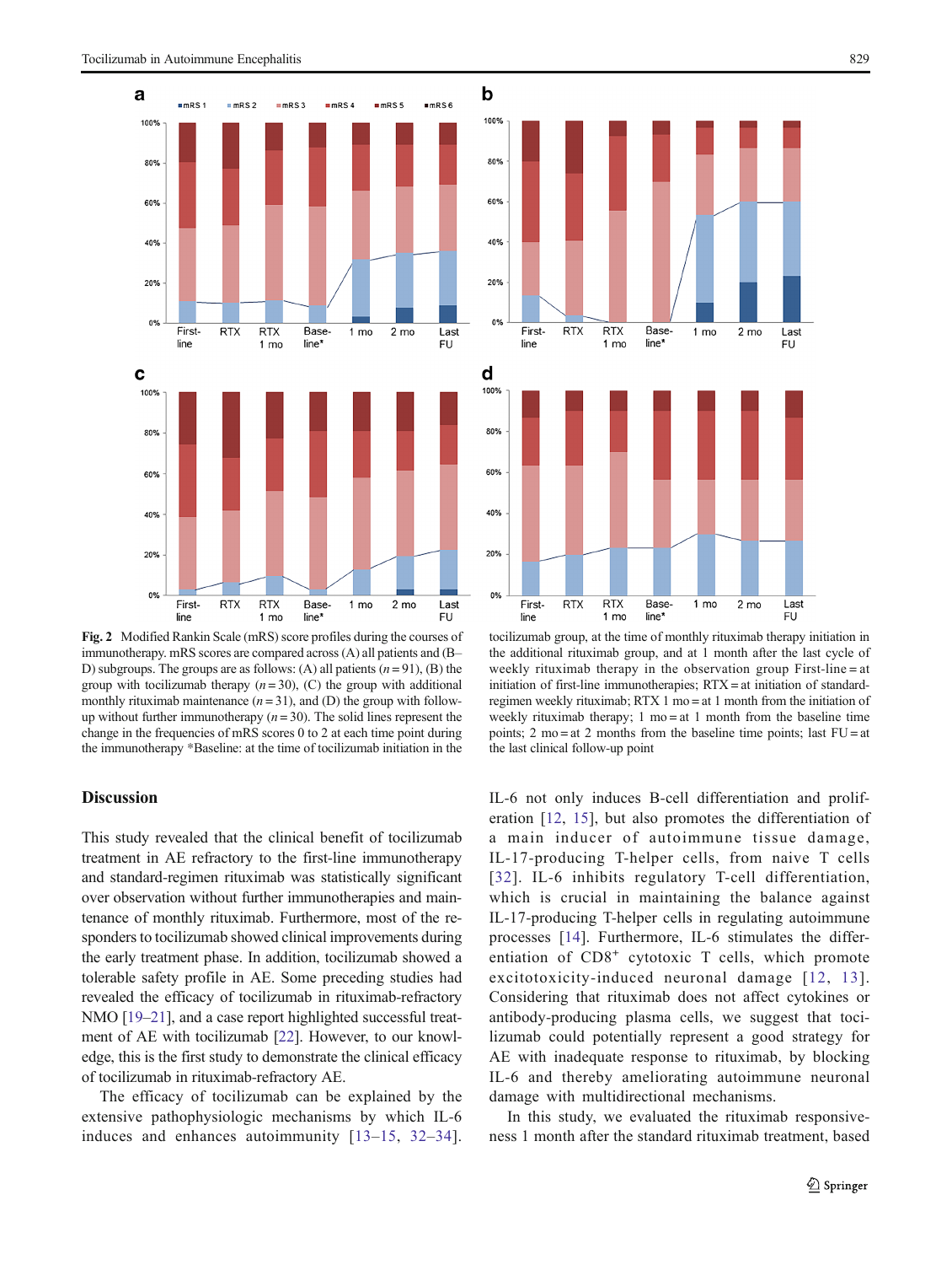a

mRS 1 mRS 2 mRS 3 mRS 4 mRS 5 mRS 6

100% 80% 60% 40% 20% 0%

First-line RTX RTX 1 mo Base-line* 1 mo 2 mo Last FU

b

100% 80% 60% 40% 20% 0%

First-line RTX RTX 1 mo Base-line* 1 mo 2 mo Last FU

c

100% 80% 60% 40% 20% 0%

First-line RTX RTX 1 mo Base-line* 1 mo 2 mo Last FU

d

100% 80% 60% 40% 20% 0%

First-line RTX RTX 1 mo Base-line* 1 mo 2 mo Last FU

**Fig. 2** Modified Rankin Scale (mRS) score profiles during the courses of immunotherapy. mRS scores are compared across (A) all patients ($n = 91$), and (B–D) subgroups. The groups are as follows: (A) all patients ($n = 91$), (B) the group with tocilizumab therapy ($n = 30$), (C) the group with additional monthly rituximab maintenance ($n = 31$), and (D) the group with follow-up without further immunotherapy ($n = 30$). The solid lines represent the change in the frequencies of mRS scores 0 to 2 at each time point during the immunotherapy *Baseline: at the time of tocilizumab initiation in the tocilizumab group, at the time of monthly rituximab therapy initiation in the additional rituximab group, and at 1 month after the last cycle of weekly rituximab therapy in the observation group First-line = at initiation of first-line immunotherapies; RTX = at initiation of standard-regimen weekly rituximab; RTX 1 mo = at 1 month from the initiation of weekly rituximab therapy; 1 mo = at 1 month from the baseline time points; 2 mo = at 2 months from the baseline time points; last FU = at the last clinical follow-up point

## Discussion

This study revealed that the clinical benefit of tocilizumab treatment in AE refractory to the first-line immunotherapy and standard-regimen rituximab was statistically significant over observation without further immunotherapies and maintenance of monthly rituximab. Furthermore, most of the responders to tocilizumab showed clinical improvements during the early treatment phase. In addition, tocilizumab showed a tolerable safety profile in AE. Some preceding studies had revealed the efficacy of tocilizumab in rituximab-refractory NMO [19–21], and a case report highlighted successful treatment of AE with tocilizumab [22]. However, to our knowledge, this is the first study to demonstrate the clinical efficacy of tocilizumab in rituximab-refractory AE.

The efficacy of tocilizumab can be explained by the extensive pathophysiologic mechanisms by which IL-6 induces and enhances autoimmunity [13–15, 32–34]. IL-6 not only induces B-cell differentiation and proliferation [12, 15], but also promotes the differentiation of a main inducer of autoimmune tissue damage, IL-17-producing T-helper cells, from naive T cells [32]. IL-6 inhibits regulatory T-cell differentiation, which is crucial in maintaining the balance against IL-17-producing T-helper cells in regulating autoimmune processes [14]. Furthermore, IL-6 stimulates the differentiation of $CD8^{+}$ cytotoxic T cells, which promote excitotoxicity-induced neuronal damage [12, 13]. Considering that rituximab does not affect cytokines or antibody-producing plasma cells, we suggest that tocilizumab could potentially represent a good strategy for AE with inadequate response to rituximab, by blocking IL-6 and thereby ameliorating autoimmune neuronal damage with multidirectional mechanisms.

In this study, we evaluated the rituximab responsiveness 1 month after the standard rituximab treatment, based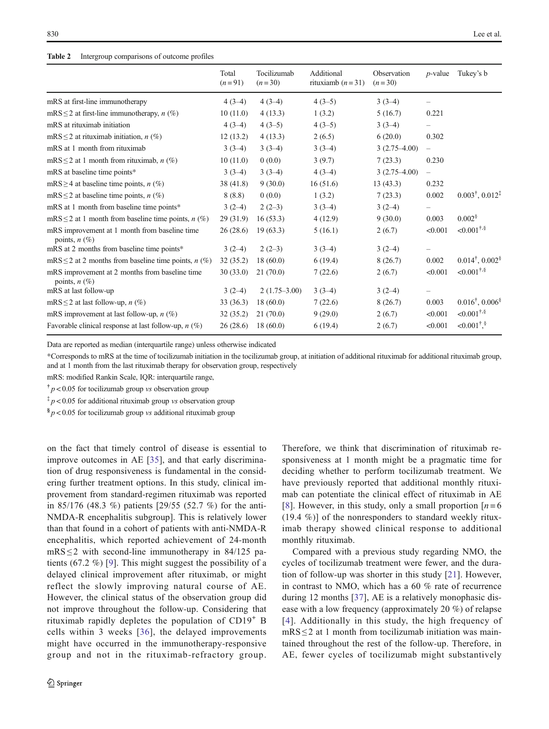**Table 2** Intergroup comparisons of outcome profiles

| | Total ($n=91$) | Tocilizumab ($n=30$) | Additional rituxiamb ($n=31$) | Observation ($n=30$) | $p$-value | Tukey's b |
|---|---|---|---|---|---|---|
| mRS at first-line immunotherapy | 4 (3–4) | 4 (3–4) | 4 (3–5) | 3 (3–4) | – | |
| mRS ≤ 2 at first-line immunotherapy, $n$ (%) | 10 (11.0) | 4 (13.3) | 1 (3.2) | 5 (16.7) | 0.221 | |
| mRS at rituximab initiation | 4 (3–4) | 4 (3–5) | 4 (3–5) | 3 (3–4) | – | |
| mRS ≤ 2 at rituximab initiation, $n$ (%) | 12 (13.2) | 4 (13.3) | 2 (6.5) | 6 (20.0) | 0.302 | |
| mRS at 1 month from rituximab | 3 (3–4) | 3 (3–4) | 3 (3–4) | 3 (2.75–4.00) | – | |
| mRS ≤ 2 at 1 month from rituximab, $n$ (%) | 10 (11.0) | 0 (0.0) | 3 (9.7) | 7 (23.3) | 0.230 | |
| mRS at baseline time points* | 3 (3–4) | 3 (3–4) | 4 (3–4) | 3 (2.75–4.00) | – | |
| mRS ≥ 4 at baseline time points, $n$ (%) | 38 (41.8) | 9 (30.0) | 16 (51.6) | 13 (43.3) | 0.232 | |
| mRS ≤ 2 at baseline time points, $n$ (%) | 8 (8.8) | 0 (0.0) | 1 (3.2) | 7 (23.3) | 0.002 | 0.003[†], 0.012[‡] |
| mRS at 1 month from baseline time points* | 3 (2–4) | 2 (2–3) | 3 (3–4) | 3 (2–4) | – | |
| mRS ≤ 2 at 1 month from baseline time points, $n$ (%) | 29 (31.9) | 16 (53.3) | 4 (12.9) | 9 (30.0) | 0.003 | 0.002[§] |
| mRS improvement at 1 month from baseline time points, $n$ (%) | 26 (28.6) | 19 (63.3) | 5 (16.1) | 2 (6.7) | <0.001 | <0.001[†,§] |
| mRS at 2 months from baseline time points* | 3 (2–4) | 2 (2–3) | 3 (3–4) | 3 (2–4) | – | |
| mRS ≤ 2 at 2 months from baseline time points, $n$ (%) | 32 (35.2) | 18 (60.0) | 6 (19.4) | 8 (26.7) | 0.002 | 0.014[†], 0.002[§] |
| mRS improvement at 2 months from baseline time points, $n$ (%) | 30 (33.0) | 21 (70.0) | 7 (22.6) | 2 (6.7) | <0.001 | <0.001[†,§] |
| mRS at last follow-up | 3 (2–4) | 2 (1.75–3.00) | 3 (3–4) | 3 (2–4) | – | |
| mRS ≤ 2 at last follow-up, $n$ (%) | 33 (36.3) | 18 (60.0) | 7 (22.6) | 8 (26.7) | 0.003 | 0.016[†], 0.006[§] |
| mRS improvement at last follow-up, $n$ (%) | 32 (35.2) | 21 (70.0) | 9 (29.0) | 2 (6.7) | <0.001 | <0.001[†,§] |
| Favorable clinical response at last follow-up, $n$ (%) | 26 (28.6) | 18 (60.0) | 6 (19.4) | 2 (6.7) | <0.001 | <0.001[†,§] |

Data are reported as median (interquartile range) unless otherwise indicated

*Corresponds to mRS at the time of tocilizumab initiation in the tocilizumab group, at initiation of additional rituximab for additional rituximab group, and at 1 month from the last rituximab therapy for observation group, respectively

mRS: modified Rankin Scale, IQR: interquartile range,

[†] $p < 0.05$ for tocilizumab group *vs* observation group

[‡] $p < 0.05$ for additional rituximab group *vs* observation group

[§] $p < 0.05$ for tocilizumab group *vs* additional rituximab group

on the fact that timely control of disease is essential to improve outcomes in AE [35], and that early discrimination of drug responsiveness is fundamental in the considering further treatment options. In this study, clinical improvement from standard-regimen rituximab was reported in 85/176 (48.3 %) patients [29/55 (52.7 %) for the anti-NMDA-R encephalitis subgroup]. This is relatively lower than that found in a cohort of patients with anti-NMDA-R encephalitis, which reported achievement of 24-month mRS ≤ 2 with second-line immunotherapy in 84/125 patients (67.2 %) [9]. This might suggest the possibility of a delayed clinical improvement after rituximab, or might reflect the slowly improving natural course of AE. However, the clinical status of the observation group did not improve throughout the follow-up. Considering that rituximab rapidly depletes the population of $CD19^{+}$ B cells within 3 weeks [36], the delayed improvements might have occurred in the immunotherapy-responsive group and not in the rituximab-refractory group. Therefore, we think that discrimination of rituximab responsiveness at 1 month might be a pragmatic time for deciding whether to perform tocilizumab treatment. We have previously reported that additional monthly rituximab can potentiate the clinical effect of rituximab in AE [8]. However, in this study, only a small proportion [$n = 6$ (19.4 %)] of the nonresponders to standard weekly rituximab therapy showed clinical response to additional monthly rituximab.

Compared with a previous study regarding NMO, the cycles of tocilizumab treatment were fewer, and the duration of follow-up was shorter in this study [21]. However, in contrast to NMO, which has a 60 % rate of recurrence during 12 months [37], AE is a relatively monophasic disease with a low frequency (approximately 20 %) of relapse [4]. Additionally in this study, the high frequency of mRS ≤ 2 at 1 month from tocilizumab initiation was maintained throughout the rest of the follow-up. Therefore, in AE, fewer cycles of tocilizumab might substantively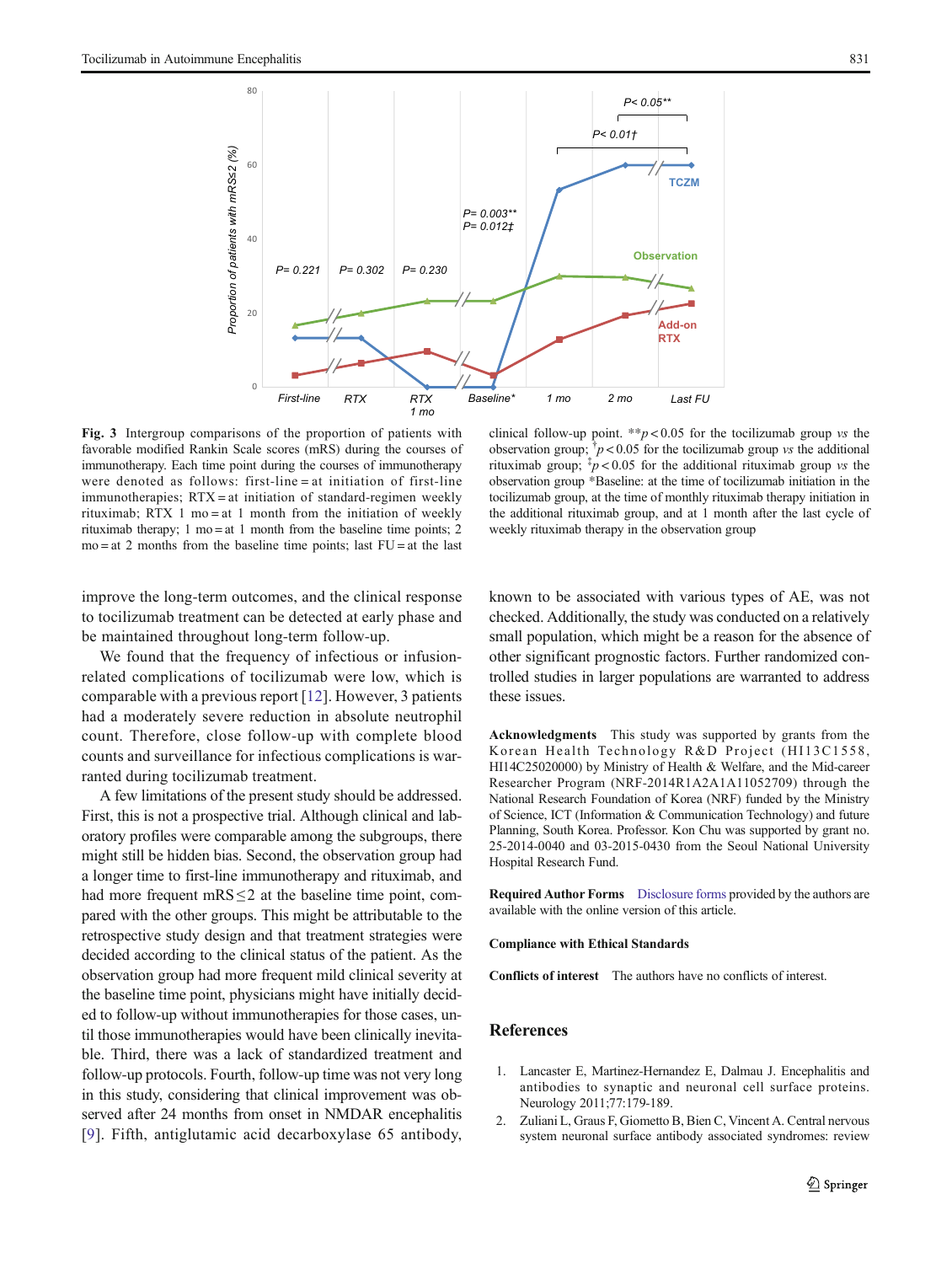80

60

40

20

0

Proportion of patients with mRS≤2 (%)

P< 0.05**

P< 0.01†

P= 0.003**
P= 0.012‡

P= 0.221

P= 0.302

P= 0.230

TCZM

Observation

Add-on
RTX

First-line

RTX

RTX
1 mo

Baseline*

1 mo

2 mo

Last FU

**Fig. 3** Intergroup comparisons of the proportion of patients with favorable modified Rankin Scale scores (mRS) during the courses of immunotherapy. Each time point during the courses of immunotherapy were denoted as follows: first-line = at initiation of first-line immunotherapies; RTX = at initiation of standard-regimen weekly rituximab; RTX 1 mo = at 1 month from the initiation of weekly rituximab therapy; 1 mo = at 1 month from the baseline time points; 2 mo = at 2 months from the baseline time points; last FU = at the last clinical follow-up point. $^{**}p < 0.05$ for the tocilizumab group *vs* the observation group; $^{\dagger}p < 0.05$ for the tocilizumab group *vs* the additional rituximab group; $^{\ddagger}p < 0.05$ for the additional rituximab group *vs* the observation group *Baseline: at the time of tocilizumab initiation in the tocilizumab group, at the time of monthly rituximab therapy initiation in the additional rituximab group, and at 1 month after the last cycle of weekly rituximab therapy in the observation group

improve the long-term outcomes, and the clinical response to tocilizumab treatment can be detected at early phase and be maintained throughout long-term follow-up.

We found that the frequency of infectious or infusion-related complications of tocilizumab were low, which is comparable with a previous report [12]. However, 3 patients had a moderately severe reduction in absolute neutrophil count. Therefore, close follow-up with complete blood counts and surveillance for infectious complications is warranted during tocilizumab treatment.

A few limitations of the present study should be addressed. First, this is not a prospective trial. Although clinical and laboratory profiles were comparable among the subgroups, there might still be hidden bias. Second, the observation group had a longer time to first-line immunotherapy and rituximab, and had more frequent mRS ≤ 2 at the baseline time point, compared with the other groups. This might be attributable to the retrospective study design and that treatment strategies were decided according to the clinical status of the patient. As the observation group had more frequent mild clinical severity at the baseline time point, physicians might have initially decided to follow-up without immunotherapies for those cases, until those immunotherapies would have been clinically inevitable. Third, there was a lack of standardized treatment and follow-up protocols. Fourth, follow-up time was not very long in this study, considering that clinical improvement was observed after 24 months from onset in NMDAR encephalitis [9]. Fifth, antiglutamic acid decarboxylase 65 antibody, known to be associated with various types of AE, was not checked. Additionally, the study was conducted on a relatively small population, which might be a reason for the absence of other significant prognostic factors. Further randomized controlled studies in larger populations are warranted to address these issues.

**Acknowledgments** This study was supported by grants from the Korean Health Technology R&D Project (HI13C1558, HI14C25020000) by Ministry of Health & Welfare, and the Mid-career Researcher Program (NRF-2014R1A2A1A11052709) through the National Research Foundation of Korea (NRF) funded by the Ministry of Science, ICT (Information & Communication Technology) and future Planning, South Korea. Professor. Kon Chu was supported by grant no. 25-2014-0040 and 03-2015-0430 from the Seoul National University Hospital Research Fund.

**Required Author Forms** Disclosure forms provided by the authors are available with the online version of this article.

**Compliance with Ethical Standards**

**Conflicts of interest** The authors have no conflicts of interest.

## References

1. Lancaster E, Martinez-Hernandez E, Dalmau J. Encephalitis and antibodies to synaptic and neuronal cell surface proteins. Neurology 2011;77:179-189.
2. Zuliani L, Graus F, Giometto B, Bien C, Vincent A. Central nervous system neuronal surface antibody associated syndromes: review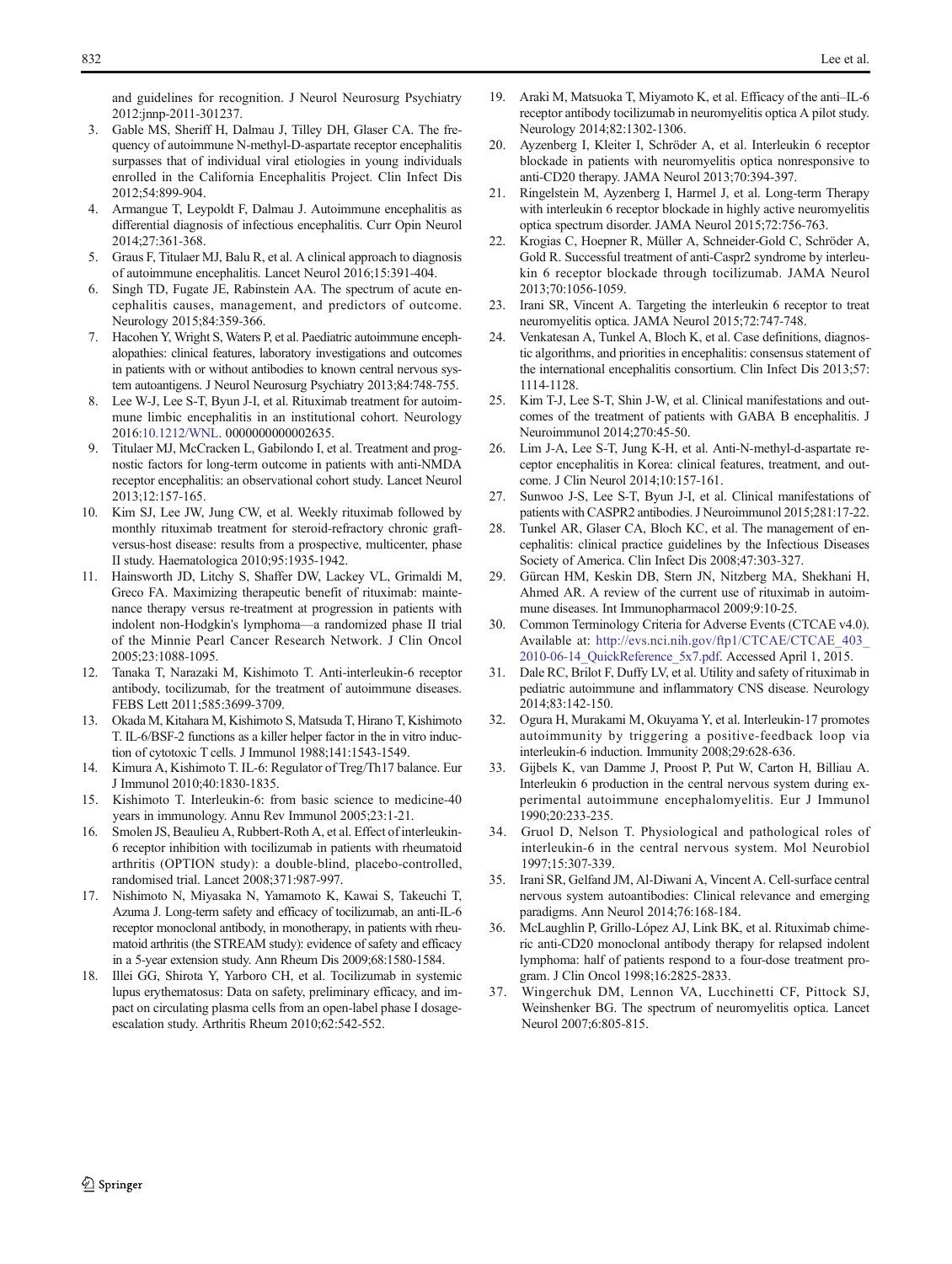and guidelines for recognition. J Neurol Neurosurg Psychiatry 2012:jnnp-2011-301237.

3. Gable MS, Sheriff H, Dalmau J, Tilley DH, Glaser CA. The frequency of autoimmune N-methyl-D-aspartate receptor encephalitis surpasses that of individual viral etiologies in young individuals enrolled in the California Encephalitis Project. Clin Infect Dis 2012;54:899-904.
4. Armangue T, Leypoldt F, Dalmau J. Autoimmune encephalitis as differential diagnosis of infectious encephalitis. Curr Opin Neurol 2014;27:361-368.
5. Graus F, Titulaer MJ, Balu R, et al. A clinical approach to diagnosis of autoimmune encephalitis. Lancet Neurol 2016;15:391-404.
6. Singh TD, Fugate JE, Rabinstein AA. The spectrum of acute encephalitis causes, management, and predictors of outcome. Neurology 2015;84:359-366.
7. Hacohen Y, Wright S, Waters P, et al. Paediatric autoimmune encephalopathies: clinical features, laboratory investigations and outcomes in patients with or without antibodies to known central nervous system autoantigens. J Neurol Neurosurg Psychiatry 2013;84:748-755.
8. Lee W-J, Lee S-T, Byun J-I, et al. Rituximab treatment for autoimmune limbic encephalitis in an institutional cohort. Neurology 2016:10.1212/WNL. 0000000000002635.
9. Titulaer MJ, McCracken L, Gabilondo I, et al. Treatment and prognostic factors for long-term outcome in patients with anti-NMDA receptor encephalitis: an observational cohort study. Lancet Neurol 2013;12:157-165.
10. Kim SJ, Lee JW, Jung CW, et al. Weekly rituximab followed by monthly rituximab treatment for steroid-refractory chronic graft-versus-host disease: results from a prospective, multicenter, phase II study. Haematologica 2010;95:1935-1942.
11. Hainsworth JD, Litchy S, Shaffer DW, Lackey VL, Grimaldi M, Greco FA. Maximizing therapeutic benefit of rituximab: maintenance therapy versus re-treatment at progression in patients with indolent non-Hodgkin's lymphoma—a randomized phase II trial of the Minnie Pearl Cancer Research Network. J Clin Oncol 2005;23:1088-1095.
12. Tanaka T, Narazaki M, Kishimoto T. Anti-interleukin-6 receptor antibody, tocilizumab, for the treatment of autoimmune diseases. FEBS Lett 2011;585:3699-3709.
13. Okada M, Kitahara M, Kishimoto S, Matsuda T, Hirano T, Kishimoto T. IL-6/BSF-2 functions as a killer helper factor in the in vitro induction of cytotoxic T cells. J Immunol 1988;141:1543-1549.
14. Kimura A, Kishimoto T. IL-6: Regulator of Treg/Th17 balance. Eur J Immunol 2010;40:1830-1835.
15. Kishimoto T. Interleukin-6: from basic science to medicine-40 years in immunology. Annu Rev Immunol 2005;23:1-21.
16. Smolen JS, Beaulieu A, Rubbert-Roth A, et al. Effect of interleukin-6 receptor inhibition with tocilizumab in patients with rheumatoid arthritis (OPTION study): a double-blind, placebo-controlled, randomised trial. Lancet 2008;371:987-997.
17. Nishimoto N, Miyasaka N, Yamamoto K, Kawai S, Takeuchi T, Azuma J. Long-term safety and efficacy of tocilizumab, an anti-IL-6 receptor monoclonal antibody, in monotherapy, in patients with rheumatoid arthritis (the STREAM study): evidence of safety and efficacy in a 5-year extension study. Ann Rheum Dis 2009;68:1580-1584.
18. Illei GG, Shirota Y, Yarboro CH, et al. Tocilizumab in systemic lupus erythematosus: Data on safety, preliminary efficacy, and impact on circulating plasma cells from an open-label phase I dosage-escalation study. Arthritis Rheum 2010;62:542-552.
19. Araki M, Matsuoka T, Miyamoto K, et al. Efficacy of the anti–IL-6 receptor antibody tocilizumab in neuromyelitis optica A pilot study. Neurology 2014;82:1302-1306.
20. Ayzenberg I, Kleiter I, Schröder A, et al. Interleukin 6 receptor blockade in patients with neuromyelitis optica nonresponsive to anti-CD20 therapy. JAMA Neurol 2013;70:394-397.
21. Ringelstein M, Ayzenberg I, Harmel J, et al. Long-term Therapy with interleukin 6 receptor blockade in highly active neuromyelitis optica spectrum disorder. JAMA Neurol 2015;72:756-763.
22. Krogias C, Hoepner R, Müller A, Schneider-Gold C, Schröder A, Gold R. Successful treatment of anti-Caspr2 syndrome by interleukin 6 receptor blockade through tocilizumab. JAMA Neurol 2013;70:1056-1059.
23. Irani SR, Vincent A. Targeting the interleukin 6 receptor to treat neuromyelitis optica. JAMA Neurol 2015;72:747-748.
24. Venkatesan A, Tunkel A, Bloch K, et al. Case definitions, diagnostic algorithms, and priorities in encephalitis: consensus statement of the international encephalitis consortium. Clin Infect Dis 2013;57: 1114-1128.
25. Kim T-J, Lee S-T, Shin J-W, et al. Clinical manifestations and outcomes of the treatment of patients with GABA B encephalitis. J Neuroimmunol 2014;270:45-50.
26. Lim J-A, Lee S-T, Jung K-H, et al. Anti-N-methyl-d-aspartate receptor encephalitis in Korea: clinical features, treatment, and outcome. J Clin Neurol 2014;10:157-161.
27. Sunwoo J-S, Lee S-T, Byun J-I, et al. Clinical manifestations of patients with CASPR2 antibodies. J Neuroimmunol 2015;281:17-22.
28. Tunkel AR, Glaser CA, Bloch KC, et al. The management of encephalitis: clinical practice guidelines by the Infectious Diseases Society of America. Clin Infect Dis 2008;47:303-327.
29. Gürcan HM, Keskin DB, Stern JN, Nitzberg MA, Shekhani H, Ahmed AR. A review of the current use of rituximab in autoimmune diseases. Int Immunopharmacol 2009;9:10-25.
30. Common Terminology Criteria for Adverse Events (CTCAE v4.0). Available at: http://evs.nci.nih.gov/ftp1/CTCAE/CTCAE_4.03_2010-06-14_QuickReference_5x7.pdf. Accessed April 1, 2015.
31. Dale RC, Brilot F, Duffy LV, et al. Utility and safety of rituximab in pediatric autoimmune and inflammatory CNS disease. Neurology 2014;83:142-150.
32. Ogura H, Murakami M, Okuyama Y, et al. Interleukin-17 promotes autoimmunity by triggering a positive-feedback loop via interleukin-6 induction. Immunity 2008;29:628-636.
33. Gijbels K, van Damme J, Proost P, Put W, Carton H, Billiau A. Interleukin 6 production in the central nervous system during experimental autoimmune encephalomyelitis. Eur J Immunol 1990;20:233-235.
34. Gruol D, Nelson T. Physiological and pathological roles of interleukin-6 in the central nervous system. Mol Neurobiol 1997;15:307-339.
35. Irani SR, Gelfand JM, Al-Diwani A, Vincent A. Cell-surface central nervous system autoantibodies: Clinical relevance and emerging paradigms. Ann Neurol 2014;76:168-184.
36. McLaughlin P, Grillo-López AJ, Link BK, et al. Rituximab chimeric anti-CD20 monoclonal antibody therapy for relapsed indolent lymphoma: half of patients respond to a four-dose treatment program. J Clin Oncol 1998;16:2825-2833.
37. Wingerchuk DM, Lennon VA, Lucchinetti CF, Pittock SJ, Weinshenker BG. The spectrum of neuromyelitis optica. Lancet Neurol 2007;6:805-815.